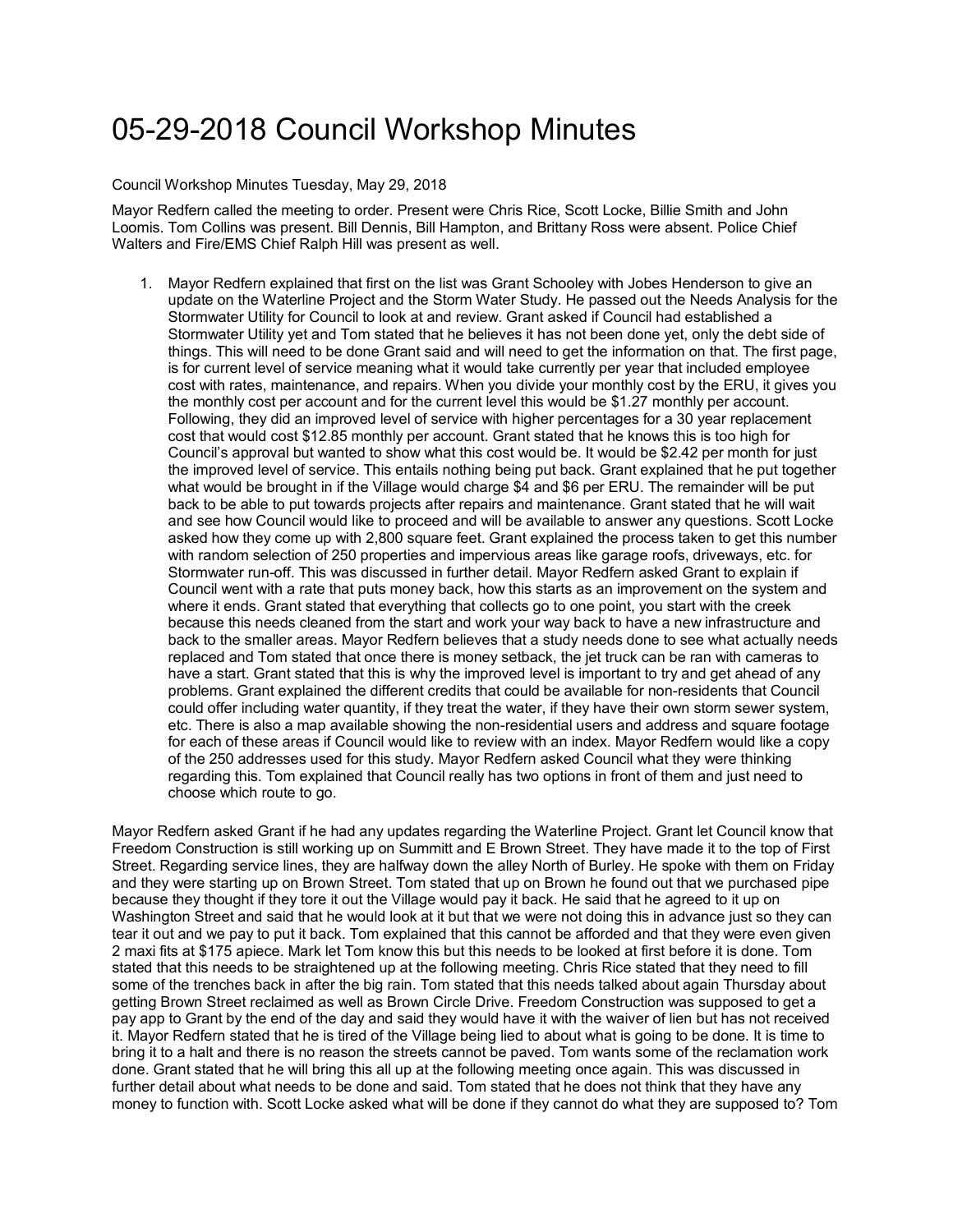# 05-29-2018 Council Workshop Minutes

Council Workshop Minutes Tuesday, May 29, 2018

Mayor Redfern called the meeting to order. Present were Chris Rice, Scott Locke, Billie Smith and John Loomis. Tom Collins was present. Bill Dennis, Bill Hampton, and Brittany Ross were absent. Police Chief Walters and Fire/EMS Chief Ralph Hill was present as well.

1. Mayor Redfern explained that first on the list was Grant Schooley with Jobes Henderson to give an update on the Waterline Project and the Storm Water Study. He passed out the Needs Analysis for the Stormwater Utility for Council to look at and review. Grant asked if Council had established a Stormwater Utility yet and Tom stated that he believes it has not been done yet, only the debt side of things. This will need to be done Grant said and will need to get the information on that. The first page, is for current level of service meaning what it would take currently per year that included employee cost with rates, maintenance, and repairs. When you divide your monthly cost by the ERU, it gives you the monthly cost per account and for the current level this would be $1.27 monthly per account. Following, they did an improved level of service with higher percentages for a 30 year replacement cost that would cost $12.85 monthly per account. Grant stated that he knows this is too high for Council's approval but wanted to show what this cost would be. It would be $2.42 per month for just the improved level of service. This entails nothing being put back. Grant explained that he put together what would be brought in if the Village would charge $4 and $6 per ERU. The remainder will be put back to be able to put towards projects after repairs and maintenance. Grant stated that he will wait and see how Council would like to proceed and will be available to answer any questions. Scott Locke asked how they come up with 2,800 square feet. Grant explained the process taken to get this number with random selection of 250 properties and impervious areas like garage roofs, driveways, etc. for Stormwater run-off. This was discussed in further detail. Mayor Redfern asked Grant to explain if Council went with a rate that puts money back, how this starts as an improvement on the system and where it ends. Grant stated that everything that collects go to one point, you start with the creek because this needs cleaned from the start and work your way back to have a new infrastructure and back to the smaller areas. Mayor Redfern believes that a study needs done to see what actually needs replaced and Tom stated that once there is money setback, the jet truck can be ran with cameras to have a start. Grant stated that this is why the improved level is important to try and get ahead of any problems. Grant explained the different credits that could be available for non-residents that Council could offer including water quantity, if they treat the water, if they have their own storm sewer system, etc. There is also a map available showing the non-residential users and address and square footage for each of these areas if Council would like to review with an index. Mayor Redfern would like a copy of the 250 addresses used for this study. Mayor Redfern asked Council what they were thinking regarding this. Tom explained that Council really has two options in front of them and just need to choose which route to go.

Mayor Redfern asked Grant if he had any updates regarding the Waterline Project. Grant let Council know that Freedom Construction is still working up on Summitt and E Brown Street. They have made it to the top of First Street. Regarding service lines, they are halfway down the alley North of Burley. He spoke with them on Friday and they were starting up on Brown Street. Tom stated that up on Brown he found out that we purchased pipe because they thought if they tore it out the Village would pay it back. He said that he agreed to it up on Washington Street and said that he would look at it but that we were not doing this in advance just so they can tear it out and we pay to put it back. Tom explained that this cannot be afforded and that they were even given 2 maxi fits at $175 apiece. Mark let Tom know this but this needs to be looked at first before it is done. Tom stated that this needs to be straightened up at the following meeting. Chris Rice stated that they need to fill some of the trenches back in after the big rain. Tom stated that this needs talked about again Thursday about getting Brown Street reclaimed as well as Brown Circle Drive. Freedom Construction was supposed to get a pay app to Grant by the end of the day and said they would have it with the waiver of lien but has not received it. Mayor Redfern stated that he is tired of the Village being lied to about what is going to be done. It is time to bring it to a halt and there is no reason the streets cannot be paved. Tom wants some of the reclamation work done. Grant stated that he will bring this all up at the following meeting once again. This was discussed in further detail about what needs to be done and said. Tom stated that he does not think that they have any money to function with. Scott Locke asked what will be done if they cannot do what they are supposed to? Tom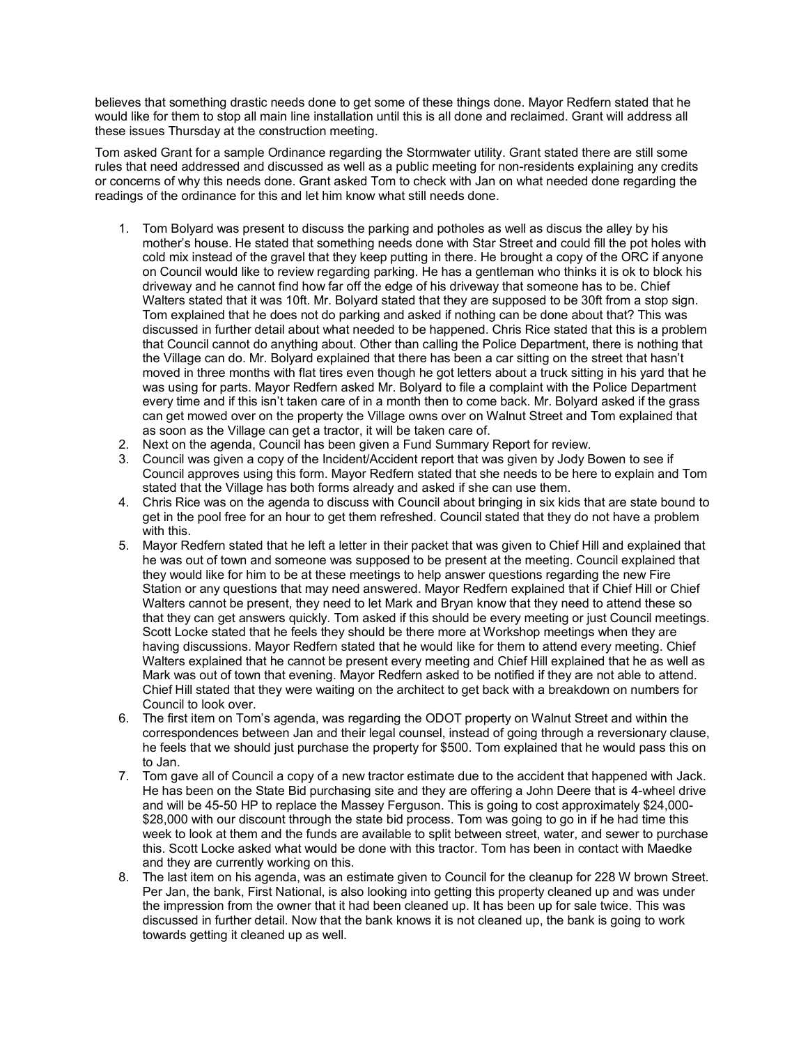believes that something drastic needs done to get some of these things done. Mayor Redfern stated that he would like for them to stop all main line installation until this is all done and reclaimed. Grant will address all these issues Thursday at the construction meeting.

Tom asked Grant for a sample Ordinance regarding the Stormwater utility. Grant stated there are still some rules that need addressed and discussed as well as a public meeting for non-residents explaining any credits or concerns of why this needs done. Grant asked Tom to check with Jan on what needed done regarding the readings of the ordinance for this and let him know what still needs done.

1. Tom Bolyard was present to discuss the parking and potholes as well as discus the alley by his mother's house. He stated that something needs done with Star Street and could fill the pot holes with cold mix instead of the gravel that they keep putting in there. He brought a copy of the ORC if anyone on Council would like to review regarding parking. He has a gentleman who thinks it is ok to block his driveway and he cannot find how far off the edge of his driveway that someone has to be. Chief Walters stated that it was 10ft. Mr. Bolyard stated that they are supposed to be 30ft from a stop sign. Tom explained that he does not do parking and asked if nothing can be done about that? This was discussed in further detail about what needed to be happened. Chris Rice stated that this is a problem that Council cannot do anything about. Other than calling the Police Department, there is nothing that the Village can do. Mr. Bolyard explained that there has been a car sitting on the street that hasn't moved in three months with flat tires even though he got letters about a truck sitting in his yard that he was using for parts. Mayor Redfern asked Mr. Bolyard to file a complaint with the Police Department every time and if this isn't taken care of in a month then to come back. Mr. Bolyard asked if the grass can get mowed over on the property the Village owns over on Walnut Street and Tom explained that as soon as the Village can get a tractor, it will be taken care of.
2. Next on the agenda, Council has been given a Fund Summary Report for review.
3. Council was given a copy of the Incident/Accident report that was given by Jody Bowen to see if Council approves using this form. Mayor Redfern stated that she needs to be here to explain and Tom stated that the Village has both forms already and asked if she can use them.
4. Chris Rice was on the agenda to discuss with Council about bringing in six kids that are state bound to get in the pool free for an hour to get them refreshed. Council stated that they do not have a problem with this.
5. Mayor Redfern stated that he left a letter in their packet that was given to Chief Hill and explained that he was out of town and someone was supposed to be present at the meeting. Council explained that they would like for him to be at these meetings to help answer questions regarding the new Fire Station or any questions that may need answered. Mayor Redfern explained that if Chief Hill or Chief Walters cannot be present, they need to let Mark and Bryan know that they need to attend these so that they can get answers quickly. Tom asked if this should be every meeting or just Council meetings. Scott Locke stated that he feels they should be there more at Workshop meetings when they are having discussions. Mayor Redfern stated that he would like for them to attend every meeting. Chief Walters explained that he cannot be present every meeting and Chief Hill explained that he as well as Mark was out of town that evening. Mayor Redfern asked to be notified if they are not able to attend. Chief Hill stated that they were waiting on the architect to get back with a breakdown on numbers for Council to look over.
6. The first item on Tom's agenda, was regarding the ODOT property on Walnut Street and within the correspondences between Jan and their legal counsel, instead of going through a reversionary clause, he feels that we should just purchase the property for $500. Tom explained that he would pass this on to Jan.
7. Tom gave all of Council a copy of a new tractor estimate due to the accident that happened with Jack. He has been on the State Bid purchasing site and they are offering a John Deere that is 4-wheel drive and will be 45-50 HP to replace the Massey Ferguson. This is going to cost approximately $24,000-$28,000 with our discount through the state bid process. Tom was going to go in if he had time this week to look at them and the funds are available to split between street, water, and sewer to purchase this. Scott Locke asked what would be done with this tractor. Tom has been in contact with Maedke and they are currently working on this.
8. The last item on his agenda, was an estimate given to Council for the cleanup for 228 W brown Street. Per Jan, the bank, First National, is also looking into getting this property cleaned up and was under the impression from the owner that it had been cleaned up. It has been up for sale twice. This was discussed in further detail. Now that the bank knows it is not cleaned up, the bank is going to work towards getting it cleaned up as well.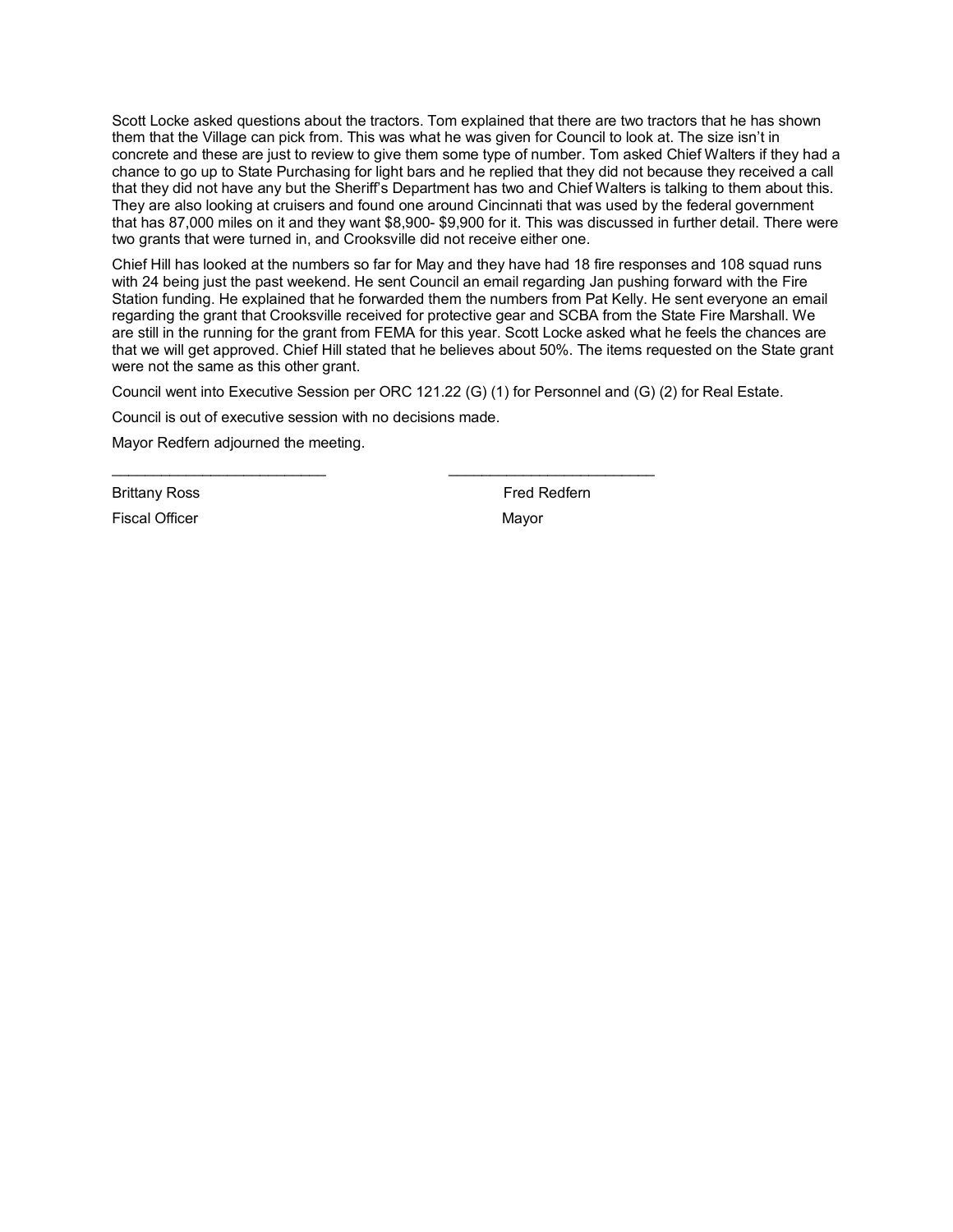Scott Locke asked questions about the tractors. Tom explained that there are two tractors that he has shown them that the Village can pick from. This was what he was given for Council to look at. The size isn't in concrete and these are just to review to give them some type of number. Tom asked Chief Walters if they had a chance to go up to State Purchasing for light bars and he replied that they did not because they received a call that they did not have any but the Sheriff's Department has two and Chief Walters is talking to them about this. They are also looking at cruisers and found one around Cincinnati that was used by the federal government that has 87,000 miles on it and they want $8,900- $9,900 for it. This was discussed in further detail. There were two grants that were turned in, and Crooksville did not receive either one.

Chief Hill has looked at the numbers so far for May and they have had 18 fire responses and 108 squad runs with 24 being just the past weekend. He sent Council an email regarding Jan pushing forward with the Fire Station funding. He explained that he forwarded them the numbers from Pat Kelly. He sent everyone an email regarding the grant that Crooksville received for protective gear and SCBA from the State Fire Marshall. We are still in the running for the grant from FEMA for this year. Scott Locke asked what he feels the chances are that we will get approved. Chief Hill stated that he believes about 50%. The items requested on the State grant were not the same as this other grant.

Council went into Executive Session per ORC 121.22 (G) (1) for Personnel and (G) (2) for Real Estate.

Council is out of executive session with no decisions made.

Mayor Redfern adjourned the meeting.

\_\_\_\_\_\_\_\_\_\_\_\_\_\_\_\_\_\_\_\_\_\_\_\_\_\_ \_\_\_\_\_\_\_\_\_\_\_\_\_\_\_\_\_\_\_\_\_\_\_\_\_\_

Brittany Ross — Fred Redfern

Fiscal Officer — Mayor